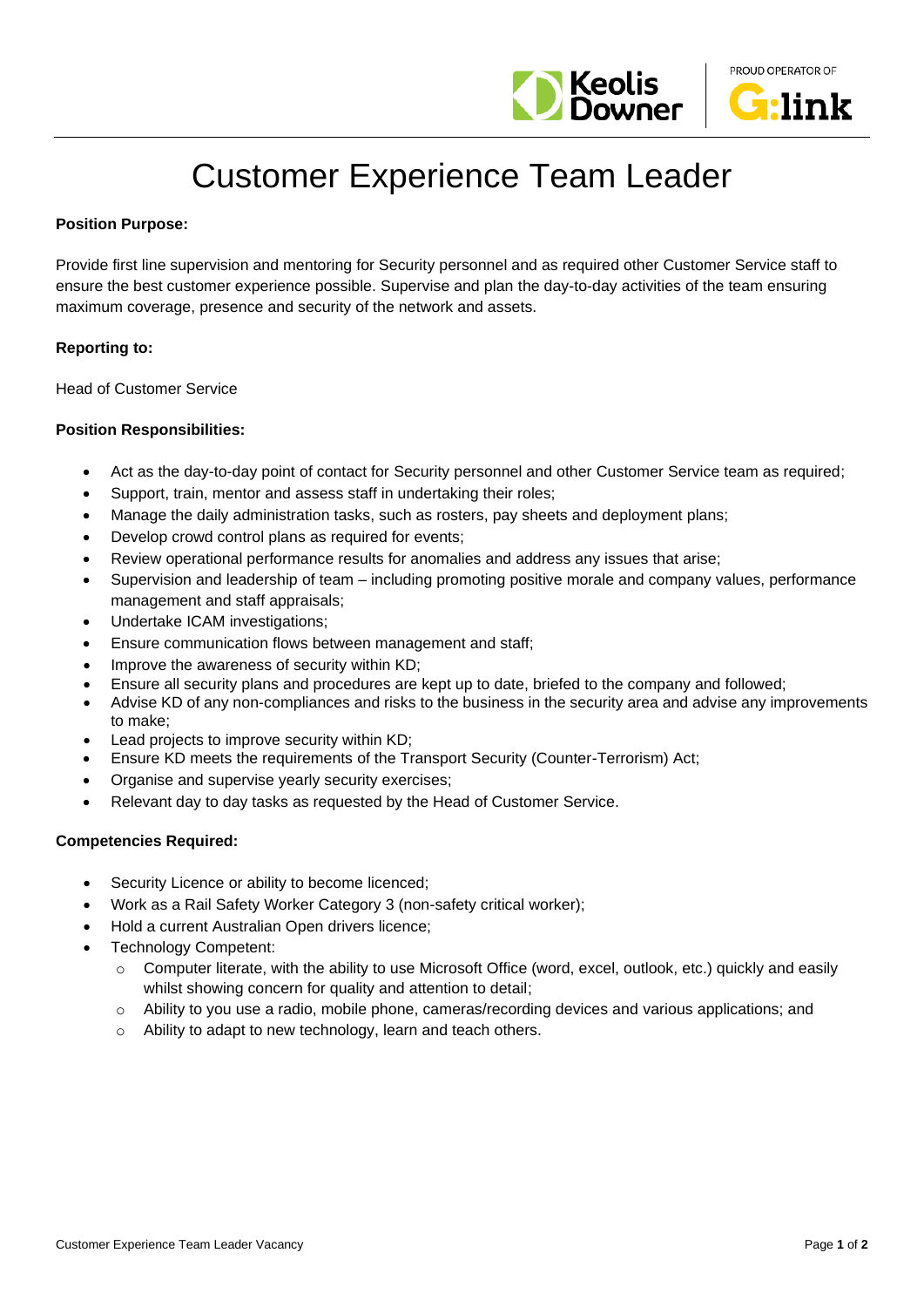# Customer Experience Team Leader

**Position Purpose:**

Provide first line supervision and mentoring for Security personnel and as required other Customer Service staff to ensure the best customer experience possible. Supervise and plan the day-to-day activities of the team ensuring maximum coverage, presence and security of the network and assets.

**Reporting to:**

Head of Customer Service

**Position Responsibilities:**

- Act as the day-to-day point of contact for Security personnel and other Customer Service team as required;
- Support, train, mentor and assess staff in undertaking their roles;
- Manage the daily administration tasks, such as rosters, pay sheets and deployment plans;
- Develop crowd control plans as required for events;
- Review operational performance results for anomalies and address any issues that arise;
- Supervision and leadership of team – including promoting positive morale and company values, performance management and staff appraisals;
- Undertake ICAM investigations;
- Ensure communication flows between management and staff;
- Improve the awareness of security within KD;
- Ensure all security plans and procedures are kept up to date, briefed to the company and followed;
- Advise KD of any non-compliances and risks to the business in the security area and advise any improvements to make;
- Lead projects to improve security within KD;
- Ensure KD meets the requirements of the Transport Security (Counter-Terrorism) Act;
- Organise and supervise yearly security exercises;
- Relevant day to day tasks as requested by the Head of Customer Service.

**Competencies Required:**

- Security Licence or ability to become licenced;
- Work as a Rail Safety Worker Category 3 (non-safety critical worker);
- Hold a current Australian Open drivers licence;
- Technology Competent:
  - Computer literate, with the ability to use Microsoft Office (word, excel, outlook, etc.) quickly and easily whilst showing concern for quality and attention to detail;
  - Ability to you use a radio, mobile phone, cameras/recording devices and various applications; and
  - Ability to adapt to new technology, learn and teach others.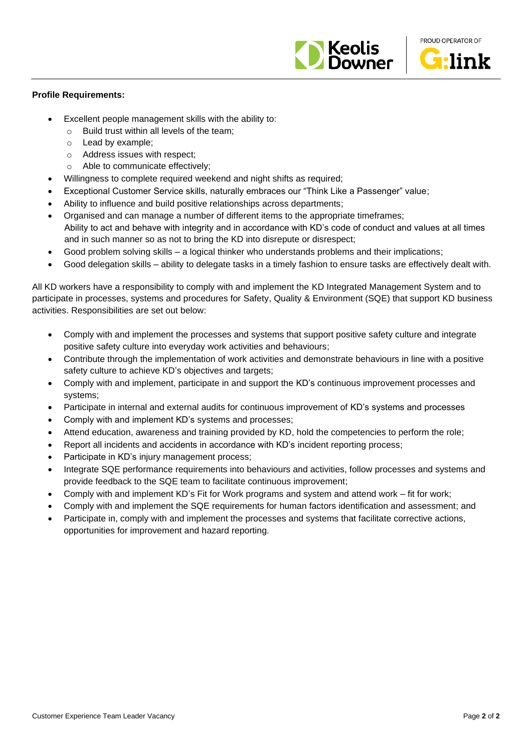**Profile Requirements:**

- Excellent people management skills with the ability to:
  - Build trust within all levels of the team;
  - Lead by example;
  - Address issues with respect;
  - Able to communicate effectively;
- Willingness to complete required weekend and night shifts as required;
- Exceptional Customer Service skills, naturally embraces our "Think Like a Passenger" value;
- Ability to influence and build positive relationships across departments;
- Organised and can manage a number of different items to the appropriate timeframes;
  Ability to act and behave with integrity and in accordance with KD's code of conduct and values at all times and in such manner so as not to bring the KD into disrepute or disrespect;
- Good problem solving skills – a logical thinker who understands problems and their implications;
- Good delegation skills – ability to delegate tasks in a timely fashion to ensure tasks are effectively dealt with.

All KD workers have a responsibility to comply with and implement the KD Integrated Management System and to participate in processes, systems and procedures for Safety, Quality & Environment (SQE) that support KD business activities. Responsibilities are set out below:

- Comply with and implement the processes and systems that support positive safety culture and integrate positive safety culture into everyday work activities and behaviours;
- Contribute through the implementation of work activities and demonstrate behaviours in line with a positive safety culture to achieve KD's objectives and targets;
- Comply with and implement, participate in and support the KD's continuous improvement processes and systems;
- Participate in internal and external audits for continuous improvement of KD's systems and processes
- Comply with and implement KD's systems and processes;
- Attend education, awareness and training provided by KD, hold the competencies to perform the role;
- Report all incidents and accidents in accordance with KD's incident reporting process;
- Participate in KD's injury management process;
- Integrate SQE performance requirements into behaviours and activities, follow processes and systems and provide feedback to the SQE team to facilitate continuous improvement;
- Comply with and implement KD's Fit for Work programs and system and attend work – fit for work;
- Comply with and implement the SQE requirements for human factors identification and assessment; and
- Participate in, comply with and implement the processes and systems that facilitate corrective actions, opportunities for improvement and hazard reporting.